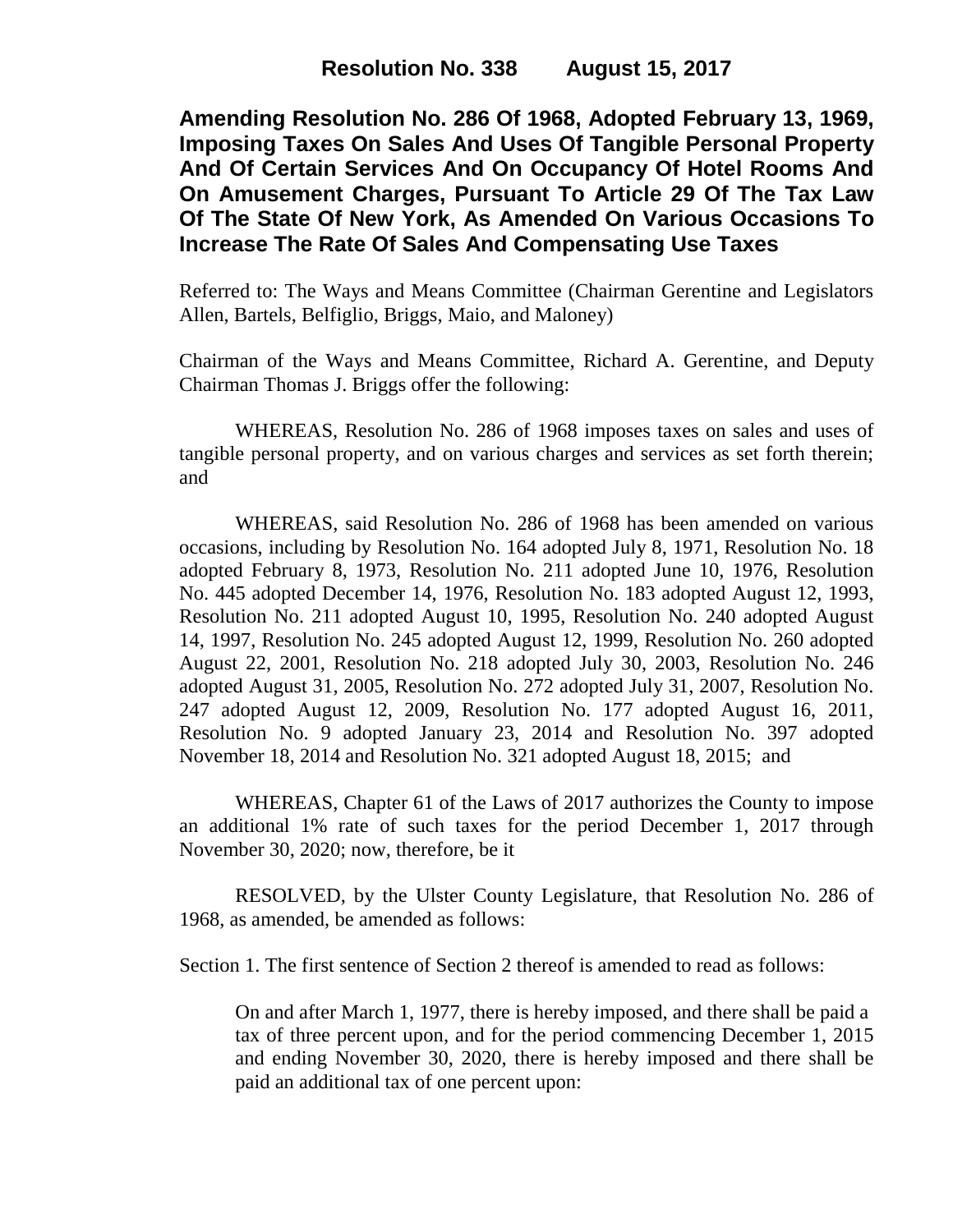**Resolution No. 338 August 15, 2017**

# Amending Resolution No. 286 Of 1968, Adopted February 13, 1969, Imposing Taxes On Sales And Uses Of Tangible Personal Property And Of Certain Services And On Occupancy Of Hotel Rooms And On Amusement Charges, Pursuant To Article 29 Of The Tax Law Of The State Of New York, As Amended On Various Occasions To Increase The Rate Of Sales And Compensating Use Taxes

Referred to: The Ways and Means Committee (Chairman Gerentine and Legislators Allen, Bartels, Belfiglio, Briggs, Maio, and Maloney)

Chairman of the Ways and Means Committee, Richard A. Gerentine, and Deputy Chairman Thomas J. Briggs offer the following:

WHEREAS, Resolution No. 286 of 1968 imposes taxes on sales and uses of tangible personal property, and on various charges and services as set forth therein; and

WHEREAS, said Resolution No. 286 of 1968 has been amended on various occasions, including by Resolution No. 164 adopted July 8, 1971, Resolution No. 18 adopted February 8, 1973, Resolution No. 211 adopted June 10, 1976, Resolution No. 445 adopted December 14, 1976, Resolution No. 183 adopted August 12, 1993, Resolution No. 211 adopted August 10, 1995, Resolution No. 240 adopted August 14, 1997, Resolution No. 245 adopted August 12, 1999, Resolution No. 260 adopted August 22, 2001, Resolution No. 218 adopted July 30, 2003, Resolution No. 246 adopted August 31, 2005, Resolution No. 272 adopted July 31, 2007, Resolution No. 247 adopted August 12, 2009, Resolution No. 177 adopted August 16, 2011, Resolution No. 9 adopted January 23, 2014 and Resolution No. 397 adopted November 18, 2014 and Resolution No. 321 adopted August 18, 2015; and

WHEREAS, Chapter 61 of the Laws of 2017 authorizes the County to impose an additional 1% rate of such taxes for the period December 1, 2017 through November 30, 2020; now, therefore, be it

RESOLVED, by the Ulster County Legislature, that Resolution No. 286 of 1968, as amended, be amended as follows:

Section 1. The first sentence of Section 2 thereof is amended to read as follows:

> On and after March 1, 1977, there is hereby imposed, and there shall be paid a tax of three percent upon, and for the period commencing December 1, 2015 and ending November 30, 2020, there is hereby imposed and there shall be paid an additional tax of one percent upon: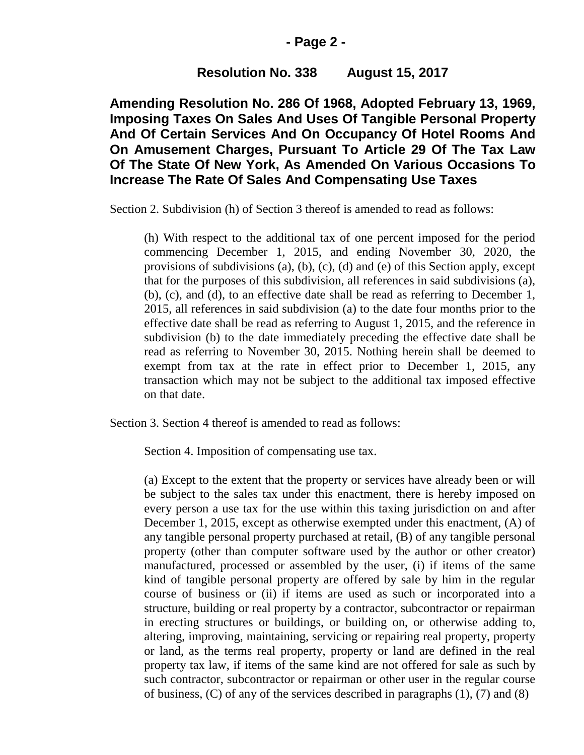**Resolution No. 338 August 15, 2017**

**Amending Resolution No. 286 Of 1968, Adopted February 13, 1969, Imposing Taxes On Sales And Uses Of Tangible Personal Property And Of Certain Services And On Occupancy Of Hotel Rooms And On Amusement Charges, Pursuant To Article 29 Of The Tax Law Of The State Of New York, As Amended On Various Occasions To Increase The Rate Of Sales And Compensating Use Taxes**

Section 2. Subdivision (h) of Section 3 thereof is amended to read as follows:

> (h) With respect to the additional tax of one percent imposed for the period commencing December 1, 2015, and ending November 30, 2020, the provisions of subdivisions (a), (b), (c), (d) and (e) of this Section apply, except that for the purposes of this subdivision, all references in said subdivisions (a), (b), (c), and (d), to an effective date shall be read as referring to December 1, 2015, all references in said subdivision (a) to the date four months prior to the effective date shall be read as referring to August 1, 2015, and the reference in subdivision (b) to the date immediately preceding the effective date shall be read as referring to November 30, 2015. Nothing herein shall be deemed to exempt from tax at the rate in effect prior to December 1, 2015, any transaction which may not be subject to the additional tax imposed effective on that date.

Section 3. Section 4 thereof is amended to read as follows:

> Section 4. Imposition of compensating use tax.
>
> (a) Except to the extent that the property or services have already been or will be subject to the sales tax under this enactment, there is hereby imposed on every person a use tax for the use within this taxing jurisdiction on and after December 1, 2015, except as otherwise exempted under this enactment, (A) of any tangible personal property purchased at retail, (B) of any tangible personal property (other than computer software used by the author or other creator) manufactured, processed or assembled by the user, (i) if items of the same kind of tangible personal property are offered by sale by him in the regular course of business or (ii) if items are used as such or incorporated into a structure, building or real property by a contractor, subcontractor or repairman in erecting structures or buildings, or building on, or otherwise adding to, altering, improving, maintaining, servicing or repairing real property, property or land, as the terms real property, property or land are defined in the real property tax law, if items of the same kind are not offered for sale as such by such contractor, subcontractor or repairman or other user in the regular course of business, (C) of any of the services described in paragraphs (1), (7) and (8)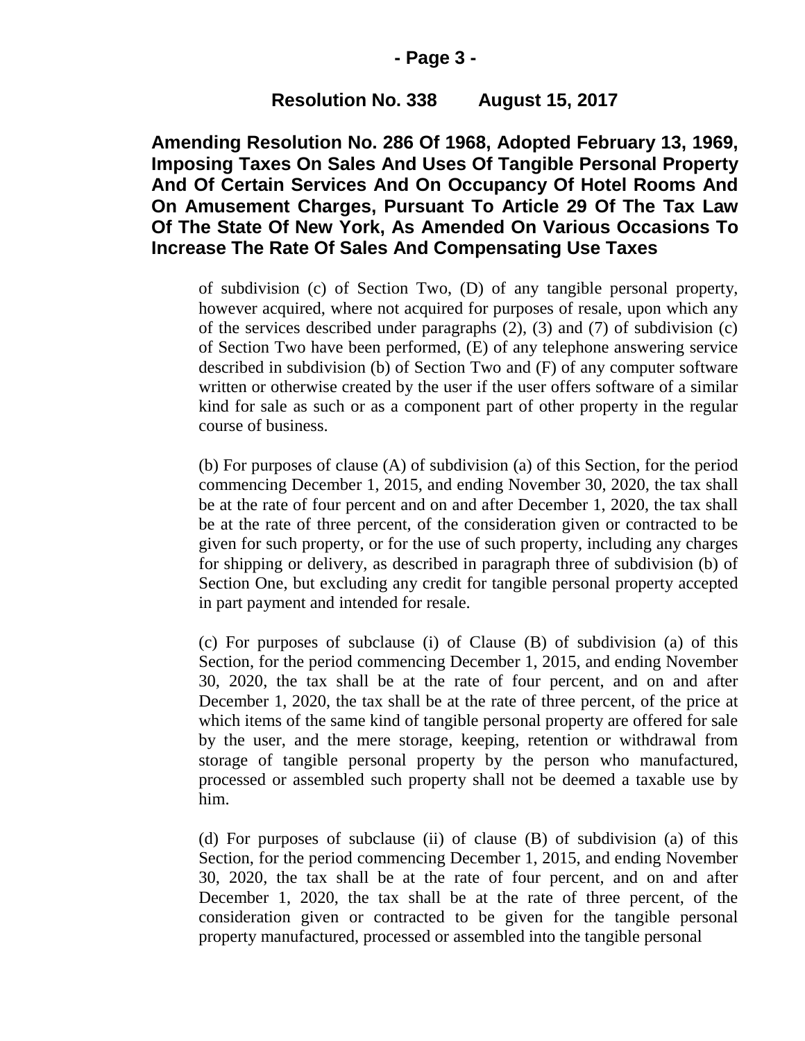**Resolution No. 338 August 15, 2017**

**Amending Resolution No. 286 Of 1968, Adopted February 13, 1969, Imposing Taxes On Sales And Uses Of Tangible Personal Property And Of Certain Services And On Occupancy Of Hotel Rooms And On Amusement Charges, Pursuant To Article 29 Of The Tax Law Of The State Of New York, As Amended On Various Occasions To Increase The Rate Of Sales And Compensating Use Taxes**

of subdivision (c) of Section Two, (D) of any tangible personal property, however acquired, where not acquired for purposes of resale, upon which any of the services described under paragraphs (2), (3) and (7) of subdivision (c) of Section Two have been performed, (E) of any telephone answering service described in subdivision (b) of Section Two and (F) of any computer software written or otherwise created by the user if the user offers software of a similar kind for sale as such or as a component part of other property in the regular course of business.

(b) For purposes of clause (A) of subdivision (a) of this Section, for the period commencing December 1, 2015, and ending November 30, 2020, the tax shall be at the rate of four percent and on and after December 1, 2020, the tax shall be at the rate of three percent, of the consideration given or contracted to be given for such property, or for the use of such property, including any charges for shipping or delivery, as described in paragraph three of subdivision (b) of Section One, but excluding any credit for tangible personal property accepted in part payment and intended for resale.

(c) For purposes of subclause (i) of Clause (B) of subdivision (a) of this Section, for the period commencing December 1, 2015, and ending November 30, 2020, the tax shall be at the rate of four percent, and on and after December 1, 2020, the tax shall be at the rate of three percent, of the price at which items of the same kind of tangible personal property are offered for sale by the user, and the mere storage, keeping, retention or withdrawal from storage of tangible personal property by the person who manufactured, processed or assembled such property shall not be deemed a taxable use by him.

(d) For purposes of subclause (ii) of clause (B) of subdivision (a) of this Section, for the period commencing December 1, 2015, and ending November 30, 2020, the tax shall be at the rate of four percent, and on and after December 1, 2020, the tax shall be at the rate of three percent, of the consideration given or contracted to be given for the tangible personal property manufactured, processed or assembled into the tangible personal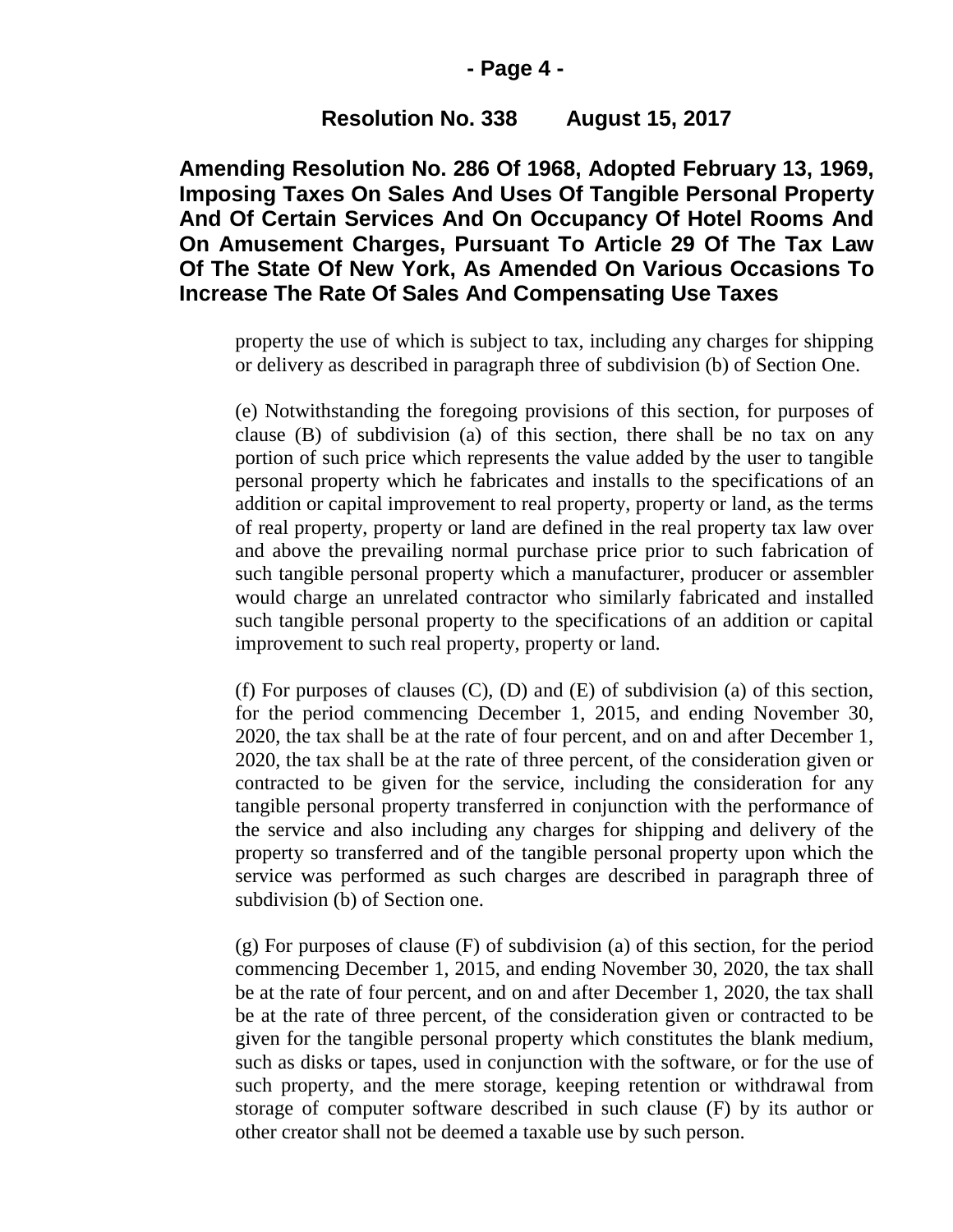property the use of which is subject to tax, including any charges for shipping or delivery as described in paragraph three of subdivision (b) of Section One.

(e) Notwithstanding the foregoing provisions of this section, for purposes of clause (B) of subdivision (a) of this section, there shall be no tax on any portion of such price which represents the value added by the user to tangible personal property which he fabricates and installs to the specifications of an addition or capital improvement to real property, property or land, as the terms of real property, property or land are defined in the real property tax law over and above the prevailing normal purchase price prior to such fabrication of such tangible personal property which a manufacturer, producer or assembler would charge an unrelated contractor who similarly fabricated and installed such tangible personal property to the specifications of an addition or capital improvement to such real property, property or land.

(f) For purposes of clauses (C), (D) and (E) of subdivision (a) of this section, for the period commencing December 1, 2015, and ending November 30, 2020, the tax shall be at the rate of four percent, and on and after December 1, 2020, the tax shall be at the rate of three percent, of the consideration given or contracted to be given for the service, including the consideration for any tangible personal property transferred in conjunction with the performance of the service and also including any charges for shipping and delivery of the property so transferred and of the tangible personal property upon which the service was performed as such charges are described in paragraph three of subdivision (b) of Section one.

(g) For purposes of clause (F) of subdivision (a) of this section, for the period commencing December 1, 2015, and ending November 30, 2020, the tax shall be at the rate of four percent, and on and after December 1, 2020, the tax shall be at the rate of three percent, of the consideration given or contracted to be given for the tangible personal property which constitutes the blank medium, such as disks or tapes, used in conjunction with the software, or for the use of such property, and the mere storage, keeping retention or withdrawal from storage of computer software described in such clause (F) by its author or other creator shall not be deemed a taxable use by such person.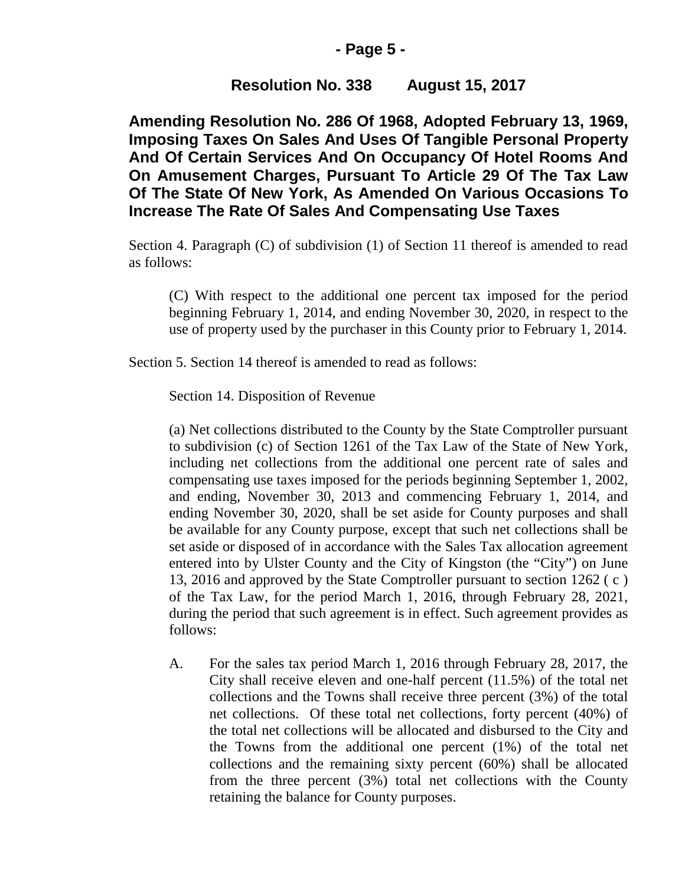**Resolution No. 338 August 15, 2017**

**Amending Resolution No. 286 Of 1968, Adopted February 13, 1969, Imposing Taxes On Sales And Uses Of Tangible Personal Property And Of Certain Services And On Occupancy Of Hotel Rooms And On Amusement Charges, Pursuant To Article 29 Of The Tax Law Of The State Of New York, As Amended On Various Occasions To Increase The Rate Of Sales And Compensating Use Taxes**

Section 4. Paragraph (C) of subdivision (1) of Section 11 thereof is amended to read as follows:

> (C) With respect to the additional one percent tax imposed for the period beginning February 1, 2014, and ending November 30, 2020, in respect to the use of property used by the purchaser in this County prior to February 1, 2014.

Section 5. Section 14 thereof is amended to read as follows:

> Section 14. Disposition of Revenue
>
> (a) Net collections distributed to the County by the State Comptroller pursuant to subdivision (c) of Section 1261 of the Tax Law of the State of New York, including net collections from the additional one percent rate of sales and compensating use taxes imposed for the periods beginning September 1, 2002, and ending, November 30, 2013 and commencing February 1, 2014, and ending November 30, 2020, shall be set aside for County purposes and shall be available for any County purpose, except that such net collections shall be set aside or disposed of in accordance with the Sales Tax allocation agreement entered into by Ulster County and the City of Kingston (the "City") on June 13, 2016 and approved by the State Comptroller pursuant to section 1262 ( c ) of the Tax Law, for the period March 1, 2016, through February 28, 2021, during the period that such agreement is in effect. Such agreement provides as follows:
>
> A. For the sales tax period March 1, 2016 through February 28, 2017, the City shall receive eleven and one-half percent (11.5%) of the total net collections and the Towns shall receive three percent (3%) of the total net collections. Of these total net collections, forty percent (40%) of the total net collections will be allocated and disbursed to the City and the Towns from the additional one percent (1%) of the total net collections and the remaining sixty percent (60%) shall be allocated from the three percent (3%) total net collections with the County retaining the balance for County purposes.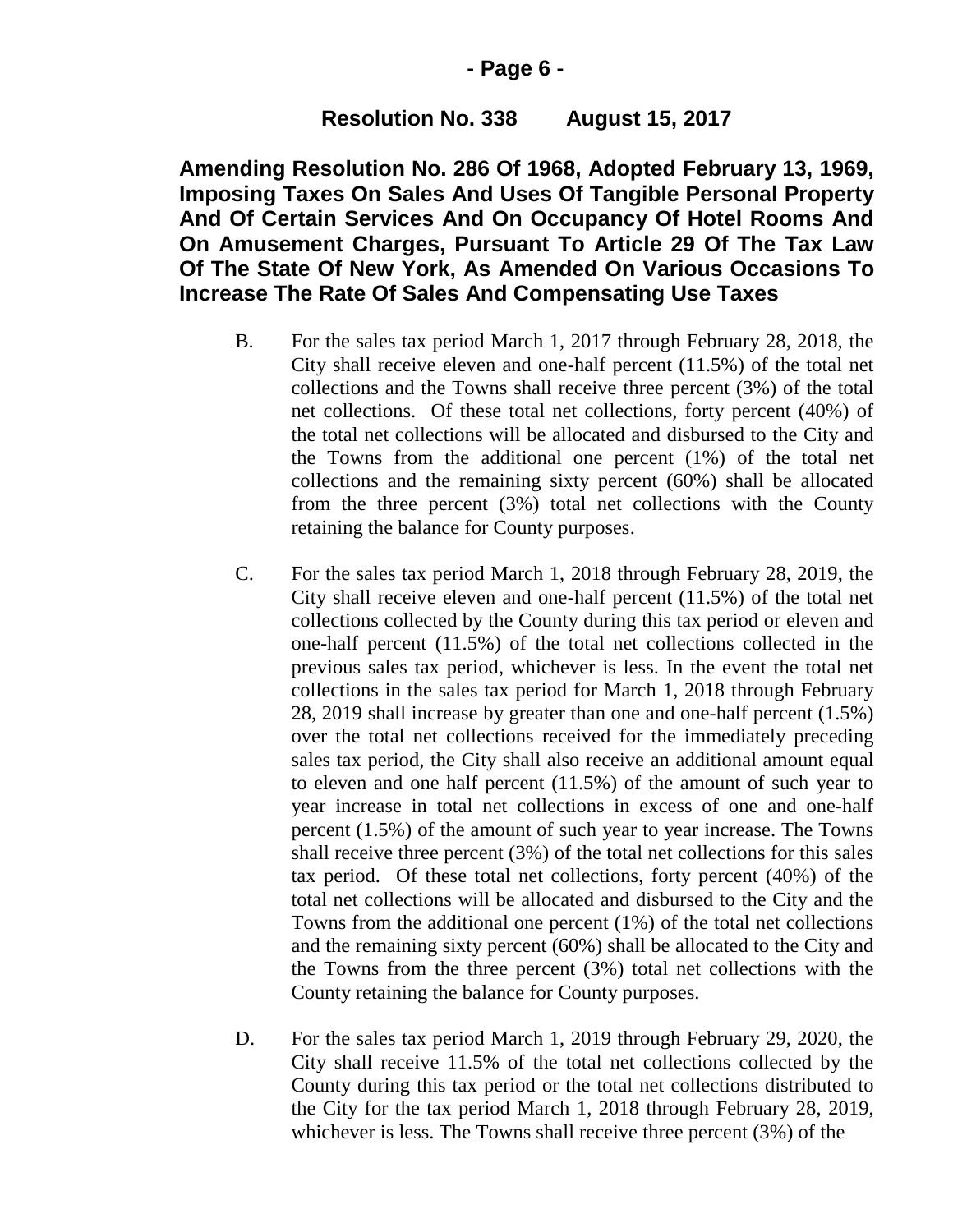**Resolution No. 338 August 15, 2017**

**Amending Resolution No. 286 Of 1968, Adopted February 13, 1969, Imposing Taxes On Sales And Uses Of Tangible Personal Property And Of Certain Services And On Occupancy Of Hotel Rooms And On Amusement Charges, Pursuant To Article 29 Of The Tax Law Of The State Of New York, As Amended On Various Occasions To Increase The Rate Of Sales And Compensating Use Taxes**

B. For the sales tax period March 1, 2017 through February 28, 2018, the City shall receive eleven and one-half percent (11.5%) of the total net collections and the Towns shall receive three percent (3%) of the total net collections. Of these total net collections, forty percent (40%) of the total net collections will be allocated and disbursed to the City and the Towns from the additional one percent (1%) of the total net collections and the remaining sixty percent (60%) shall be allocated from the three percent (3%) total net collections with the County retaining the balance for County purposes.

C. For the sales tax period March 1, 2018 through February 28, 2019, the City shall receive eleven and one-half percent (11.5%) of the total net collections collected by the County during this tax period or eleven and one-half percent (11.5%) of the total net collections collected in the previous sales tax period, whichever is less. In the event the total net collections in the sales tax period for March 1, 2018 through February 28, 2019 shall increase by greater than one and one-half percent (1.5%) over the total net collections received for the immediately preceding sales tax period, the City shall also receive an additional amount equal to eleven and one half percent (11.5%) of the amount of such year to year increase in total net collections in excess of one and one-half percent (1.5%) of the amount of such year to year increase. The Towns shall receive three percent (3%) of the total net collections for this sales tax period. Of these total net collections, forty percent (40%) of the total net collections will be allocated and disbursed to the City and the Towns from the additional one percent (1%) of the total net collections and the remaining sixty percent (60%) shall be allocated to the City and the Towns from the three percent (3%) total net collections with the County retaining the balance for County purposes.

D. For the sales tax period March 1, 2019 through February 29, 2020, the City shall receive 11.5% of the total net collections collected by the County during this tax period or the total net collections distributed to the City for the tax period March 1, 2018 through February 28, 2019, whichever is less. The Towns shall receive three percent (3%) of the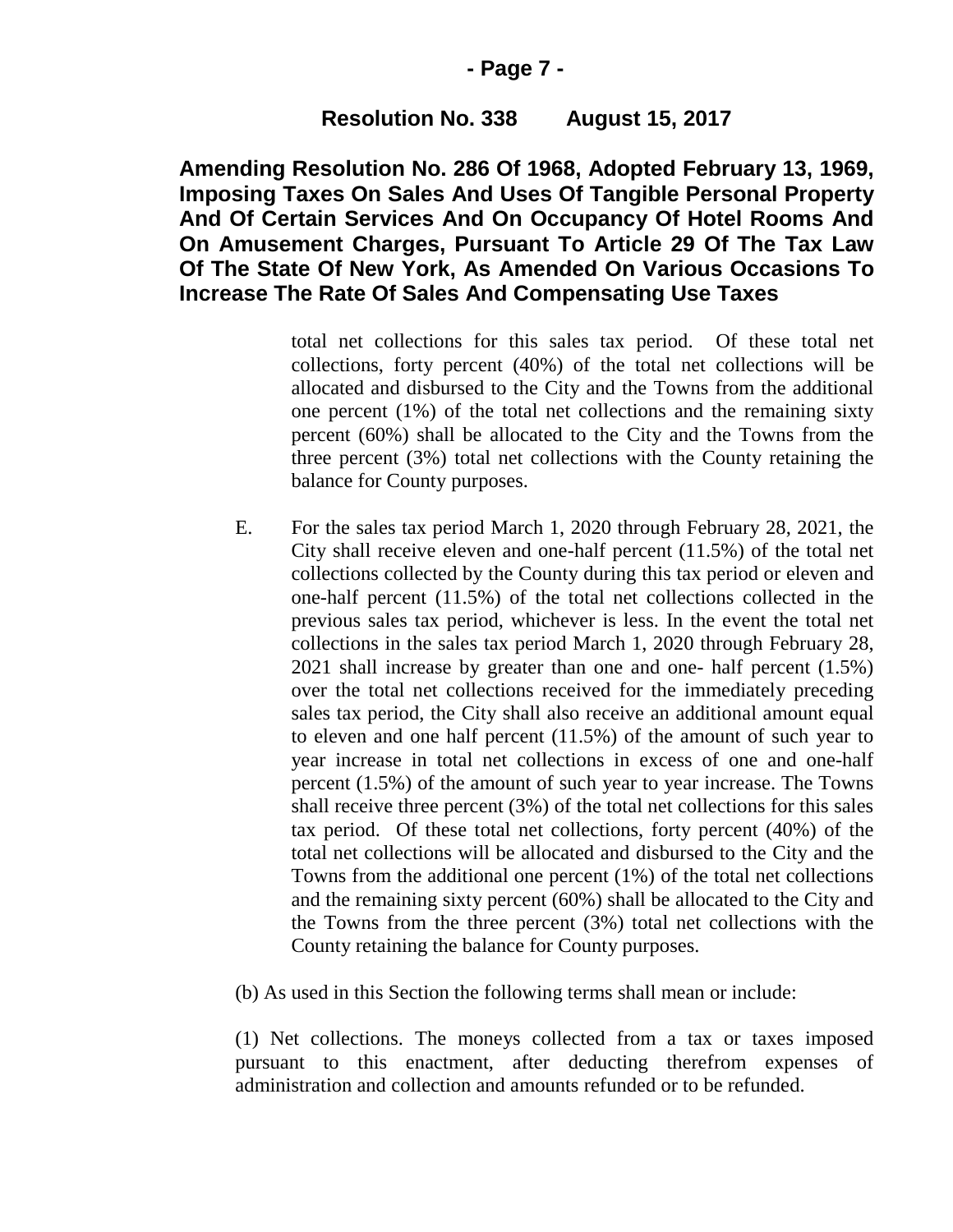**Resolution No. 338 August 15, 2017**

**Amending Resolution No. 286 Of 1968, Adopted February 13, 1969, Imposing Taxes On Sales And Uses Of Tangible Personal Property And Of Certain Services And On Occupancy Of Hotel Rooms And On Amusement Charges, Pursuant To Article 29 Of The Tax Law Of The State Of New York, As Amended On Various Occasions To Increase The Rate Of Sales And Compensating Use Taxes**

total net collections for this sales tax period. Of these total net collections, forty percent (40%) of the total net collections will be allocated and disbursed to the City and the Towns from the additional one percent (1%) of the total net collections and the remaining sixty percent (60%) shall be allocated to the City and the Towns from the three percent (3%) total net collections with the County retaining the balance for County purposes.

E. For the sales tax period March 1, 2020 through February 28, 2021, the City shall receive eleven and one-half percent (11.5%) of the total net collections collected by the County during this tax period or eleven and one-half percent (11.5%) of the total net collections collected in the previous sales tax period, whichever is less. In the event the total net collections in the sales tax period March 1, 2020 through February 28, 2021 shall increase by greater than one and one- half percent (1.5%) over the total net collections received for the immediately preceding sales tax period, the City shall also receive an additional amount equal to eleven and one half percent (11.5%) of the amount of such year to year increase in total net collections in excess of one and one-half percent (1.5%) of the amount of such year to year increase. The Towns shall receive three percent (3%) of the total net collections for this sales tax period. Of these total net collections, forty percent (40%) of the total net collections will be allocated and disbursed to the City and the Towns from the additional one percent (1%) of the total net collections and the remaining sixty percent (60%) shall be allocated to the City and the Towns from the three percent (3%) total net collections with the County retaining the balance for County purposes.

(b) As used in this Section the following terms shall mean or include:

(1) Net collections. The moneys collected from a tax or taxes imposed pursuant to this enactment, after deducting therefrom expenses of administration and collection and amounts refunded or to be refunded.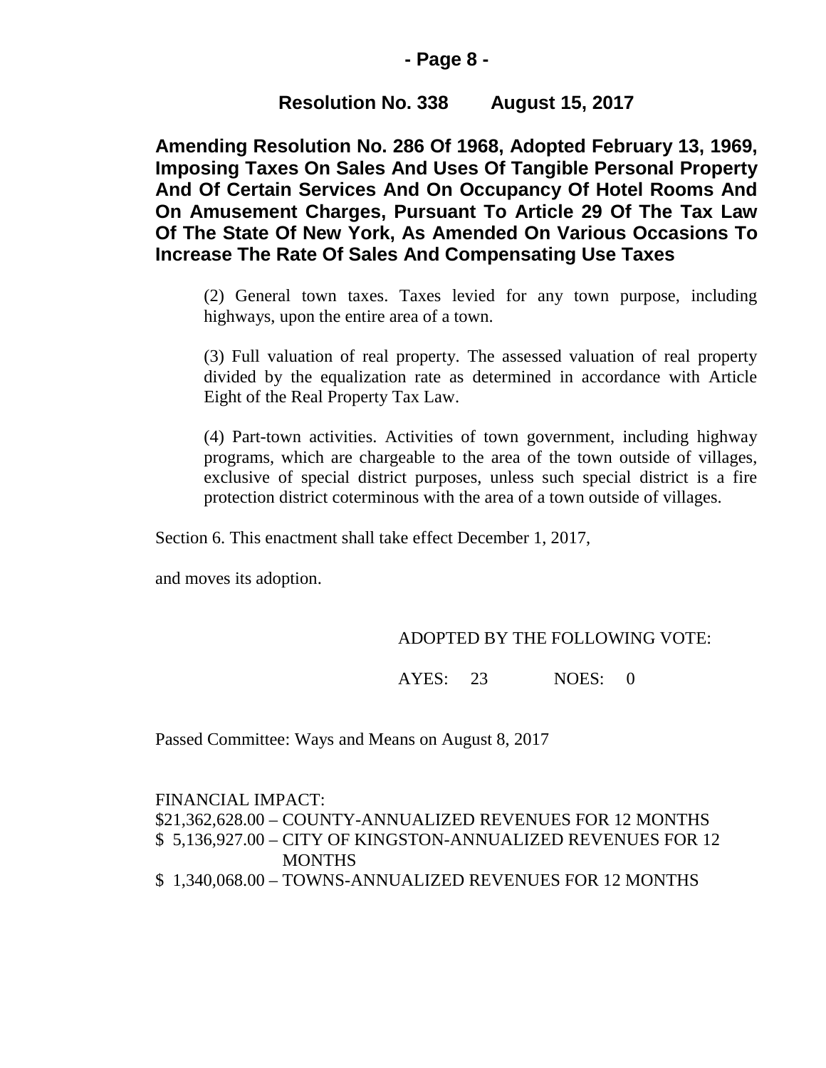**Resolution No. 338 August 15, 2017**

**Amending Resolution No. 286 Of 1968, Adopted February 13, 1969, Imposing Taxes On Sales And Uses Of Tangible Personal Property And Of Certain Services And On Occupancy Of Hotel Rooms And On Amusement Charges, Pursuant To Article 29 Of The Tax Law Of The State Of New York, As Amended On Various Occasions To Increase The Rate Of Sales And Compensating Use Taxes**

(2) General town taxes. Taxes levied for any town purpose, including highways, upon the entire area of a town.

(3) Full valuation of real property. The assessed valuation of real property divided by the equalization rate as determined in accordance with Article Eight of the Real Property Tax Law.

(4) Part-town activities. Activities of town government, including highway programs, which are chargeable to the area of the town outside of villages, exclusive of special district purposes, unless such special district is a fire protection district coterminous with the area of a town outside of villages.

Section 6. This enactment shall take effect December 1, 2017,

and moves its adoption.

ADOPTED BY THE FOLLOWING VOTE:

AYES: 23 NOES: 0

Passed Committee: Ways and Means on August 8, 2017

FINANCIAL IMPACT:
$21,362,628.00 – COUNTY-ANNUALIZED REVENUES FOR 12 MONTHS
$ 5,136,927.00 – CITY OF KINGSTON-ANNUALIZED REVENUES FOR 12 MONTHS
$ 1,340,068.00 – TOWNS-ANNUALIZED REVENUES FOR 12 MONTHS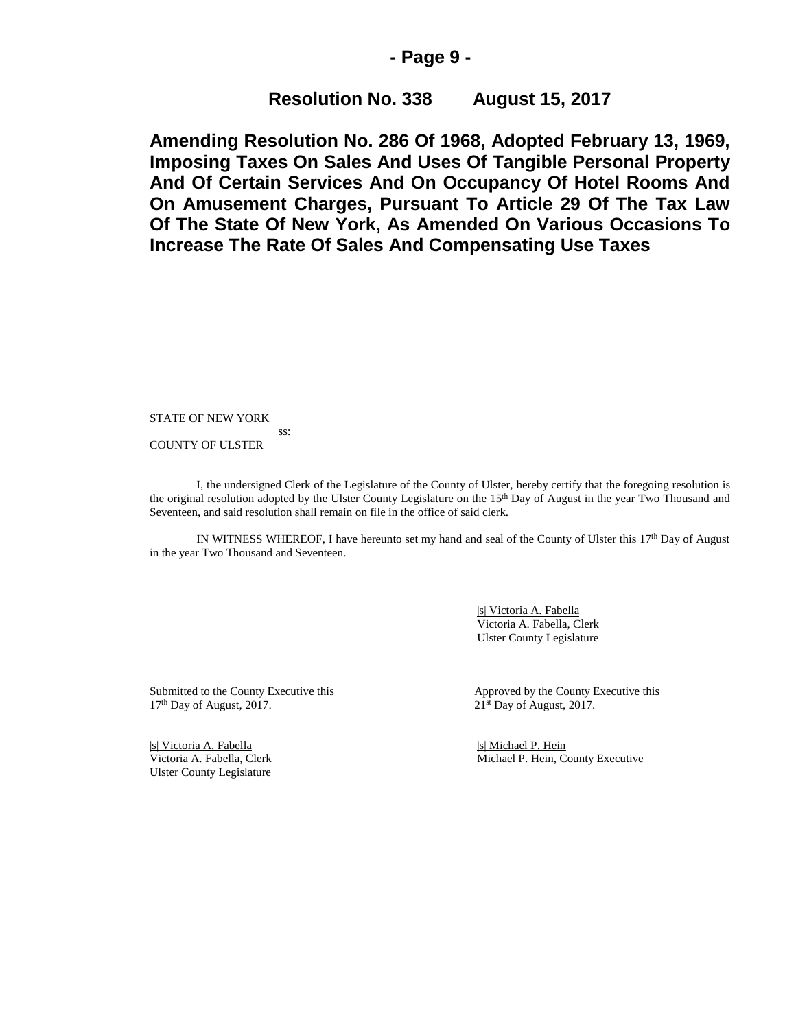## Resolution No. 338 August 15, 2017

# Amending Resolution No. 286 Of 1968, Adopted February 13, 1969, Imposing Taxes On Sales And Uses Of Tangible Personal Property And Of Certain Services And On Occupancy Of Hotel Rooms And On Amusement Charges, Pursuant To Article 29 Of The Tax Law Of The State Of New York, As Amended On Various Occasions To Increase The Rate Of Sales And Compensating Use Taxes

STATE OF NEW YORK
ss:
COUNTY OF ULSTER

I, the undersigned Clerk of the Legislature of the County of Ulster, hereby certify that the foregoing resolution is the original resolution adopted by the Ulster County Legislature on the 15th Day of August in the year Two Thousand and Seventeen, and said resolution shall remain on file in the office of said clerk.

IN WITNESS WHEREOF, I have hereunto set my hand and seal of the County of Ulster this 17th Day of August in the year Two Thousand and Seventeen.

|s| Victoria A. Fabella
Victoria A. Fabella, Clerk
Ulster County Legislature

Submitted to the County Executive this
17th Day of August, 2017.

|s| Victoria A. Fabella
Victoria A. Fabella, Clerk
Ulster County Legislature

Approved by the County Executive this
21st Day of August, 2017.

|s| Michael P. Hein
Michael P. Hein, County Executive